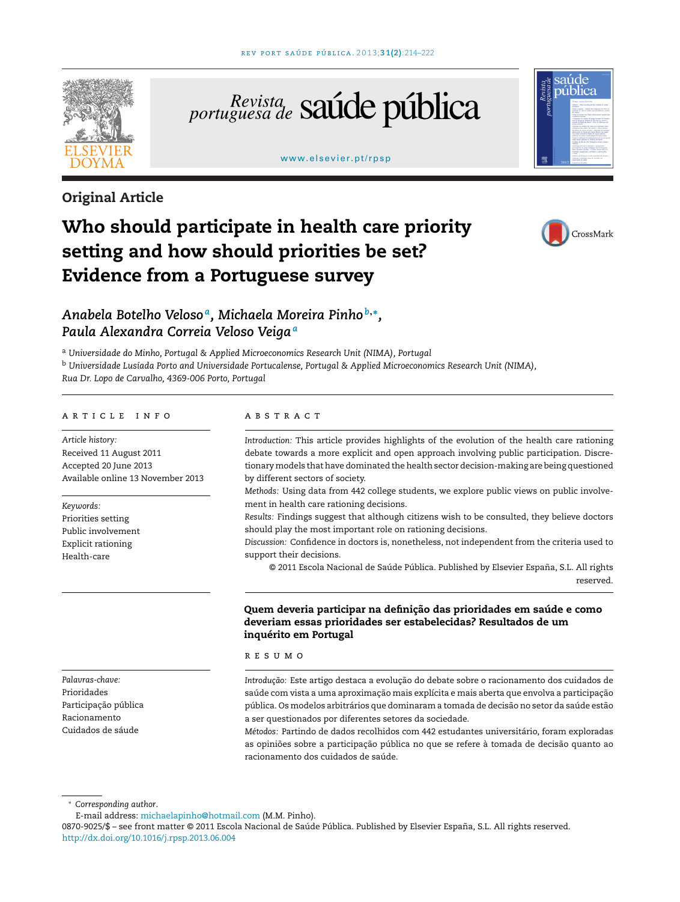Original Article

# Who should participate in health care priority setting and how should priorities be set? Evidence from a Portuguese survey

*Anabela Botelho Veloso*[a], *Michaela Moreira Pinho*[b,*], *Paula Alexandra Correia Veloso Veiga*[a]

[a] Universidade do Minho, Portugal & Applied Microeconomics Research Unit (NIMA), Portugal

[b] Universidade Lusíada Porto and Universidade Portucalense, Portugal & Applied Microeconomics Research Unit (NIMA), Rua Dr. Lopo de Carvalho, 4369-006 Porto, Portugal

## ARTICLE INFO

*Article history:*
Received 11 August 2011
Accepted 20 June 2013
Available online 13 November 2013

*Keywords:*
Priorities setting
Public involvement
Explicit rationing
Health-care

## ABSTRACT

*Introduction:* This article provides highlights of the evolution of the health care rationing debate towards a more explicit and open approach involving public participation. Discretionary models that have dominated the health sector decision-making are being questioned by different sectors of society.

*Methods:* Using data from 442 college students, we explore public views on public involvement in health care rationing decisions.

*Results:* Findings suggest that although citizens wish to be consulted, they believe doctors should play the most important role on rationing decisions.

*Discussion:* Confidence in doctors is, nonetheless, not independent from the criteria used to support their decisions.

© 2011 Escola Nacional de Saúde Pública. Published by Elsevier España, S.L. All rights reserved.

## Quem deveria participar na definição das prioridades em saúde e como deveriam essas prioridades ser estabelecidas? Resultados de um inquérito em Portugal

*Palavras-chave:*
Prioridades
Participação pública
Racionamento
Cuidados de sáude

## RESUMO

*Introdução:* Este artigo destaca a evolução do debate sobre o racionamento dos cuidados de saúde com vista a uma aproximação mais explícita e mais aberta que envolva a participação pública. Os modelos arbitrários que dominaram a tomada de decisão no setor da saúde estão a ser questionados por diferentes setores da sociedade.

*Métodos:* Partindo de dados recolhidos com 442 estudantes universitário, foram exploradas as opiniões sobre a participação pública no que se refere à tomada de decisão quanto ao racionamento dos cuidados de saúde.

* *Corresponding author.*
E-mail address: michaelapinho@hotmail.com (M.M. Pinho).

0870-9025/$ – see front matter © 2011 Escola Nacional de Saúde Pública. Published by Elsevier España, S.L. All rights reserved.
http://dx.doi.org/10.1016/j.rpsp.2013.06.004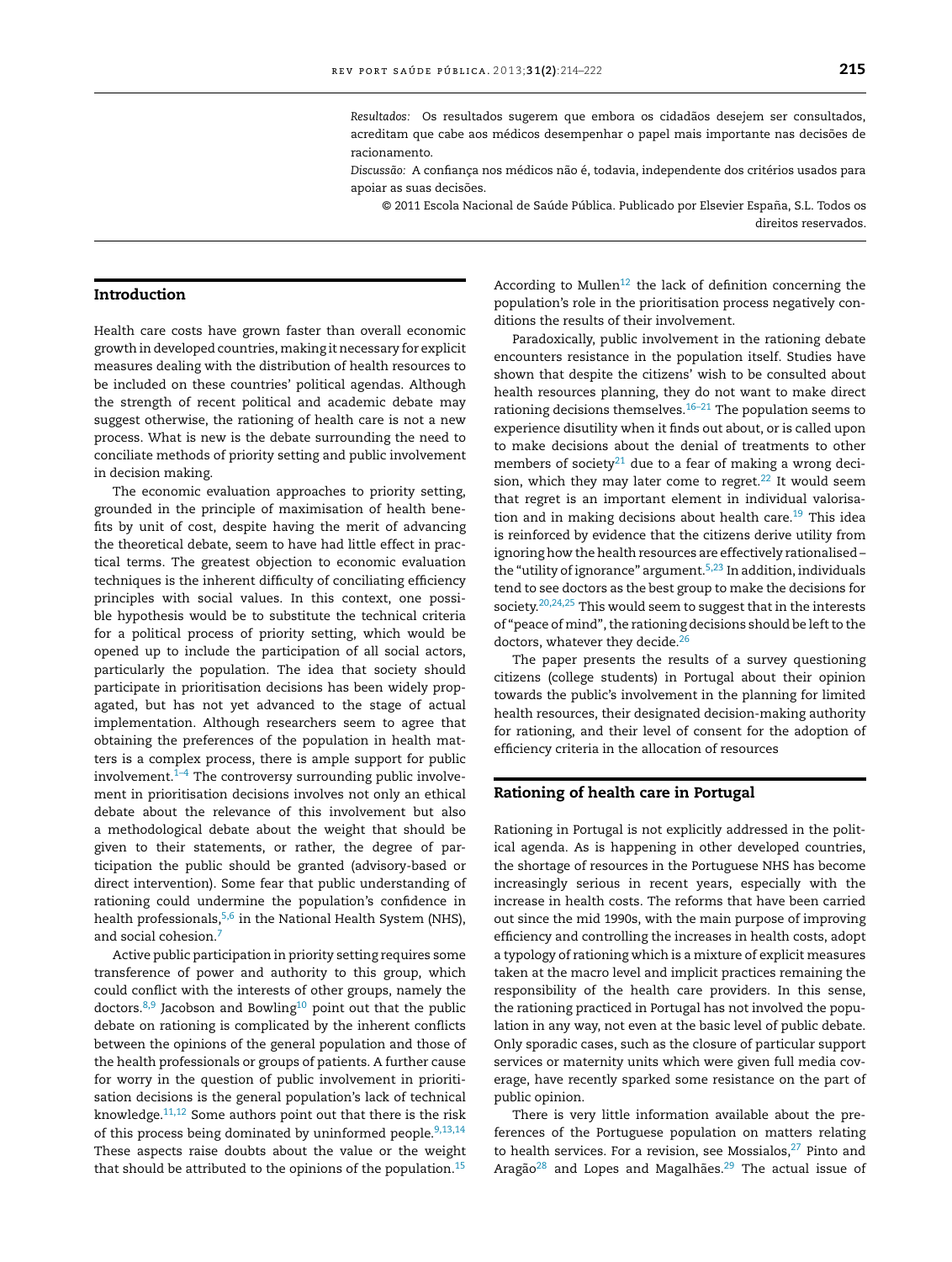*Resultados:* Os resultados sugerem que embora os cidadãos desejem ser consultados, acreditam que cabe aos médicos desempenhar o papel mais importante nas decisões de racionamento.

*Discussão:* A confiança nos médicos não é, todavia, independente dos critérios usados para apoiar as suas decisões.

© 2011 Escola Nacional de Saúde Pública. Publicado por Elsevier España, S.L. Todos os direitos reservados.

## Introduction

Health care costs have grown faster than overall economic growth in developed countries, making it necessary for explicit measures dealing with the distribution of health resources to be included on these countries' political agendas. Although the strength of recent political and academic debate may suggest otherwise, the rationing of health care is not a new process. What is new is the debate surrounding the need to conciliate methods of priority setting and public involvement in decision making.

The economic evaluation approaches to priority setting, grounded in the principle of maximisation of health benefits by unit of cost, despite having the merit of advancing the theoretical debate, seem to have had little effect in practical terms. The greatest objection to economic evaluation techniques is the inherent difficulty of conciliating efficiency principles with social values. In this context, one possible hypothesis would be to substitute the technical criteria for a political process of priority setting, which would be opened up to include the participation of all social actors, particularly the population. The idea that society should participate in prioritisation decisions has been widely propagated, but has not yet advanced to the stage of actual implementation. Although researchers seem to agree that obtaining the preferences of the population in health matters is a complex process, there is ample support for public involvement.[1–4] The controversy surrounding public involvement in prioritisation decisions involves not only an ethical debate about the relevance of this involvement but also a methodological debate about the weight that should be given to their statements, or rather, the degree of participation the public should be granted (advisory-based or direct intervention). Some fear that public understanding of rationing could undermine the population's confidence in health professionals,[5,6] in the National Health System (NHS), and social cohesion.[7]

Active public participation in priority setting requires some transference of power and authority to this group, which could conflict with the interests of other groups, namely the doctors.[8,9] Jacobson and Bowling[10] point out that the public debate on rationing is complicated by the inherent conflicts between the opinions of the general population and those of the health professionals or groups of patients. A further cause for worry in the question of public involvement in prioritisation decisions is the general population's lack of technical knowledge.[11,12] Some authors point out that there is the risk of this process being dominated by uninformed people.[9,13,14] These aspects raise doubts about the value or the weight that should be attributed to the opinions of the population.[15] According to Mullen[12] the lack of definition concerning the population's role in the prioritisation process negatively conditions the results of their involvement.

Paradoxically, public involvement in the rationing debate encounters resistance in the population itself. Studies have shown that despite the citizens' wish to be consulted about health resources planning, they do not want to make direct rationing decisions themselves.[16–21] The population seems to experience disutility when it finds out about, or is called upon to make decisions about the denial of treatments to other members of society[21] due to a fear of making a wrong decision, which they may later come to regret.[22] It would seem that regret is an important element in individual valorisation and in making decisions about health care.[19] This idea is reinforced by evidence that the citizens derive utility from ignoring how the health resources are effectively rationalised – the "utility of ignorance" argument.[5,23] In addition, individuals tend to see doctors as the best group to make the decisions for society.[20,24,25] This would seem to suggest that in the interests of "peace of mind", the rationing decisions should be left to the doctors, whatever they decide.[26]

The paper presents the results of a survey questioning citizens (college students) in Portugal about their opinion towards the public's involvement in the planning for limited health resources, their designated decision-making authority for rationing, and their level of consent for the adoption of efficiency criteria in the allocation of resources

## Rationing of health care in Portugal

Rationing in Portugal is not explicitly addressed in the political agenda. As is happening in other developed countries, the shortage of resources in the Portuguese NHS has become increasingly serious in recent years, especially with the increase in health costs. The reforms that have been carried out since the mid 1990s, with the main purpose of improving efficiency and controlling the increases in health costs, adopt a typology of rationing which is a mixture of explicit measures taken at the macro level and implicit practices remaining the responsibility of the health care providers. In this sense, the rationing practiced in Portugal has not involved the population in any way, not even at the basic level of public debate. Only sporadic cases, such as the closure of particular support services or maternity units which were given full media coverage, have recently sparked some resistance on the part of public opinion.

There is very little information available about the preferences of the Portuguese population on matters relating to health services. For a revision, see Mossialos,[27] Pinto and Aragão[28] and Lopes and Magalhães.[29] The actual issue of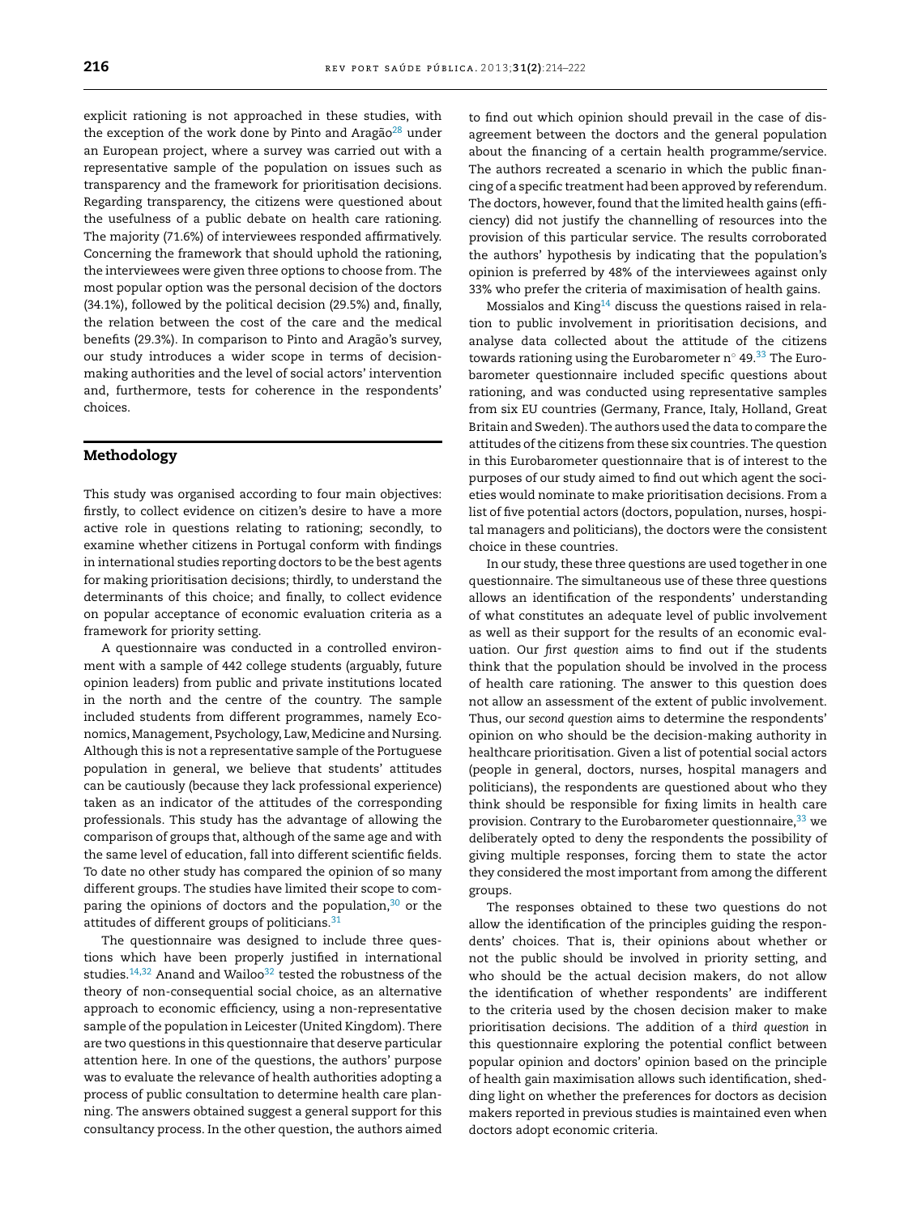explicit rationing is not approached in these studies, with the exception of the work done by Pinto and Aragão[28] under an European project, where a survey was carried out with a representative sample of the population on issues such as transparency and the framework for prioritisation decisions. Regarding transparency, the citizens were questioned about the usefulness of a public debate on health care rationing. The majority (71.6%) of interviewees responded affirmatively. Concerning the framework that should uphold the rationing, the interviewees were given three options to choose from. The most popular option was the personal decision of the doctors (34.1%), followed by the political decision (29.5%) and, finally, the relation between the cost of the care and the medical benefits (29.3%). In comparison to Pinto and Aragão's survey, our study introduces a wider scope in terms of decision-making authorities and the level of social actors' intervention and, furthermore, tests for coherence in the respondents' choices.

## Methodology

This study was organised according to four main objectives: firstly, to collect evidence on citizen's desire to have a more active role in questions relating to rationing; secondly, to examine whether citizens in Portugal conform with findings in international studies reporting doctors to be the best agents for making prioritisation decisions; thirdly, to understand the determinants of this choice; and finally, to collect evidence on popular acceptance of economic evaluation criteria as a framework for priority setting.

A questionnaire was conducted in a controlled environment with a sample of 442 college students (arguably, future opinion leaders) from public and private institutions located in the north and the centre of the country. The sample included students from different programmes, namely Economics, Management, Psychology, Law, Medicine and Nursing. Although this is not a representative sample of the Portuguese population in general, we believe that students' attitudes can be cautiously (because they lack professional experience) taken as an indicator of the attitudes of the corresponding professionals. This study has the advantage of allowing the comparison of groups that, although of the same age and with the same level of education, fall into different scientific fields. To date no other study has compared the opinion of so many different groups. The studies have limited their scope to comparing the opinions of doctors and the population,[30] or the attitudes of different groups of politicians.[31]

The questionnaire was designed to include three questions which have been properly justified in international studies.[14,32] Anand and Wailoo[32] tested the robustness of the theory of non-consequential social choice, as an alternative approach to economic efficiency, using a non-representative sample of the population in Leicester (United Kingdom). There are two questions in this questionnaire that deserve particular attention here. In one of the questions, the authors' purpose was to evaluate the relevance of health authorities adopting a process of public consultation to determine health care planning. The answers obtained suggest a general support for this consultancy process. In the other question, the authors aimed to find out which opinion should prevail in the case of disagreement between the doctors and the general population about the financing of a certain health programme/service. The authors recreated a scenario in which the public financing of a specific treatment had been approved by referendum. The doctors, however, found that the limited health gains (efficiency) did not justify the channelling of resources into the provision of this particular service. The results corroborated the authors' hypothesis by indicating that the population's opinion is preferred by 48% of the interviewees against only 33% who prefer the criteria of maximisation of health gains.

Mossialos and King[14] discuss the questions raised in relation to public involvement in prioritisation decisions, and analyse data collected about the attitude of the citizens towards rationing using the Eurobarometer n° 49.[33] The Eurobarometer questionnaire included specific questions about rationing, and was conducted using representative samples from six EU countries (Germany, France, Italy, Holland, Great Britain and Sweden). The authors used the data to compare the attitudes of the citizens from these six countries. The question in this Eurobarometer questionnaire that is of interest to the purposes of our study aimed to find out which agent the societies would nominate to make prioritisation decisions. From a list of five potential actors (doctors, population, nurses, hospital managers and politicians), the doctors were the consistent choice in these countries.

In our study, these three questions are used together in one questionnaire. The simultaneous use of these three questions allows an identification of the respondents' understanding of what constitutes an adequate level of public involvement as well as their support for the results of an economic evaluation. Our *first question* aims to find out if the students think that the population should be involved in the process of health care rationing. The answer to this question does not allow an assessment of the extent of public involvement. Thus, our *second question* aims to determine the respondents' opinion on who should be the decision-making authority in healthcare prioritisation. Given a list of potential social actors (people in general, doctors, nurses, hospital managers and politicians), the respondents are questioned about who they think should be responsible for fixing limits in health care provision. Contrary to the Eurobarometer questionnaire,[33] we deliberately opted to deny the respondents the possibility of giving multiple responses, forcing them to state the actor they considered the most important from among the different groups.

The responses obtained to these two questions do not allow the identification of the principles guiding the respondents' choices. That is, their opinions about whether or not the public should be involved in priority setting, and who should be the actual decision makers, do not allow the identification of whether respondents' are indifferent to the criteria used by the chosen decision maker to make prioritisation decisions. The addition of a *third question* in this questionnaire exploring the potential conflict between popular opinion and doctors' opinion based on the principle of health gain maximisation allows such identification, shedding light on whether the preferences for doctors as decision makers reported in previous studies is maintained even when doctors adopt economic criteria.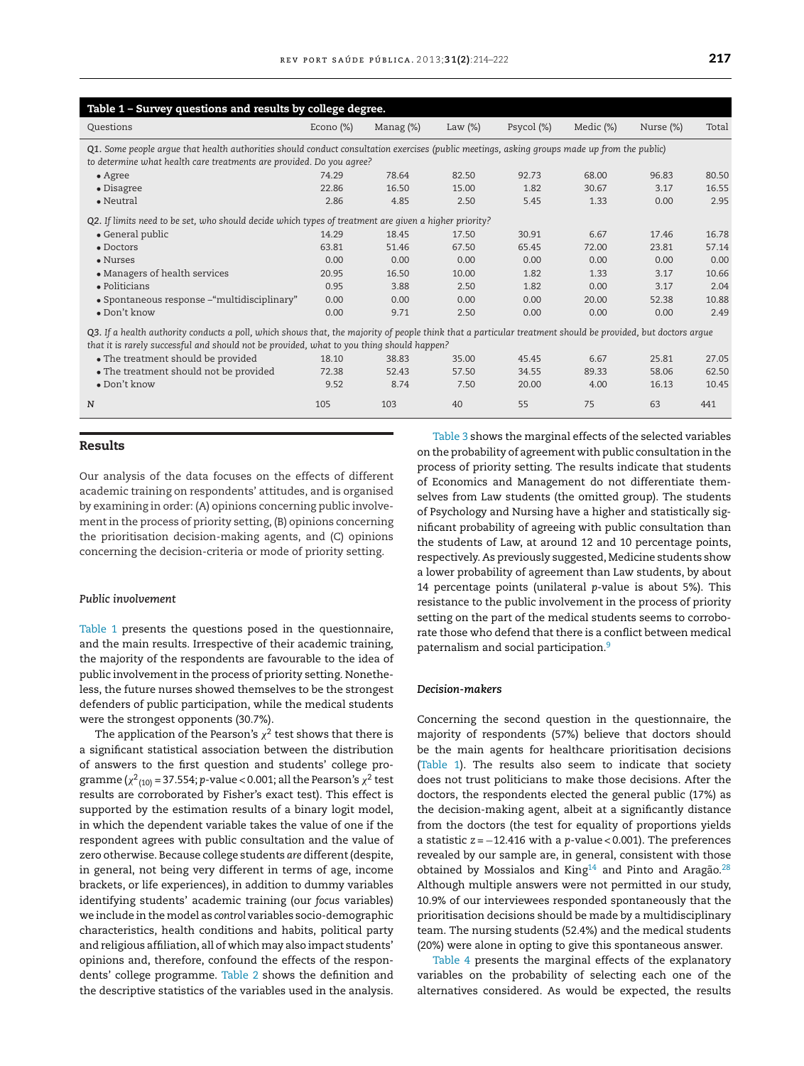**Table 1 – Survey questions and results by college degree.**

| Questions | Econo (%) | Manag (%) | Law (%) | Psycol (%) | Medic (%) | Nurse (%) | Total |
|---|---|---|---|---|---|---|---|
| *Q1. Some people argue that health authorities should conduct consultation exercises (public meetings, asking groups made up from the public) to determine which health care treatments are provided. Do you agree?* | | | | | | | |
| • Agree | 74.29 | 78.64 | 82.50 | 92.73 | 68.00 | 96.83 | 80.50 |
| • Disagree | 22.86 | 16.50 | 15.00 | 1.82 | 30.67 | 3.17 | 16.55 |
| • Neutral | 2.86 | 4.85 | 2.50 | 5.45 | 1.33 | 0.00 | 2.95 |
| *Q2. If limits need to be set, who should decide which types of treatment are given a higher priority?* | | | | | | | |
| • General public | 14.29 | 18.45 | 17.50 | 30.91 | 6.67 | 17.46 | 16.78 |
| • Doctors | 63.81 | 51.46 | 67.50 | 65.45 | 72.00 | 23.81 | 57.14 |
| • Nurses | 0.00 | 0.00 | 0.00 | 0.00 | 0.00 | 0.00 | 0.00 |
| • Managers of health services | 20.95 | 16.50 | 10.00 | 1.82 | 1.33 | 3.17 | 10.66 |
| • Politicians | 0.95 | 3.88 | 2.50 | 1.82 | 0.00 | 3.17 | 2.04 |
| • Spontaneous response –"multidisciplinary" | 0.00 | 0.00 | 0.00 | 0.00 | 20.00 | 52.38 | 10.88 |
| • Don't know | 0.00 | 9.71 | 2.50 | 0.00 | 0.00 | 0.00 | 2.49 |
| *Q3. If a health authority conducts a poll, which shows that, the majority of people think that a particular treatment should be provided, but doctors argue that it is rarely successful and should not be provided, what to you thing should happen?* | | | | | | | |
| • The treatment should be provided | 18.10 | 38.83 | 35.00 | 45.45 | 6.67 | 25.81 | 27.05 |
| • The treatment should not be provided | 72.38 | 52.43 | 57.50 | 34.55 | 89.33 | 58.06 | 62.50 |
| • Don't know | 9.52 | 8.74 | 7.50 | 20.00 | 4.00 | 16.13 | 10.45 |
| N | 105 | 103 | 40 | 55 | 75 | 63 | 441 |

## Results

Our analysis of the data focuses on the effects of different academic training on respondents' attitudes, and is organised by examining in order: (A) opinions concerning public involvement in the process of priority setting, (B) opinions concerning the prioritisation decision-making agents, and (C) opinions concerning the decision-criteria or mode of priority setting.

### *Public involvement*

Table 1 presents the questions posed in the questionnaire, and the main results. Irrespective of their academic training, the majority of the respondents are favourable to the idea of public involvement in the process of priority setting. Nonetheless, the future nurses showed themselves to be the strongest defenders of public participation, while the medical students were the strongest opponents (30.7%).

The application of the Pearson's $\chi^2$ test shows that there is a significant statistical association between the distribution of answers to the first question and students' college programme ($\chi^2_{(10)} = 37.554$; $p$-value < 0.001; all the Pearson's $\chi^2$ test results are corroborated by Fisher's exact test). This effect is supported by the estimation results of a binary logit model, in which the dependent variable takes the value of one if the respondent agrees with public consultation and the value of zero otherwise. Because college students *are* different (despite, in general, not being very different in terms of age, income brackets, or life experiences), in addition to dummy variables identifying students' academic training (our *focus* variables) we include in the model as *control* variables socio-demographic characteristics, health conditions and habits, political party and religious affiliation, all of which may also impact students' opinions and, therefore, confound the effects of the respondents' college programme. Table 2 shows the definition and the descriptive statistics of the variables used in the analysis.

Table 3 shows the marginal effects of the selected variables on the probability of agreement with public consultation in the process of priority setting. The results indicate that students of Economics and Management do not differentiate themselves from Law students (the omitted group). The students of Psychology and Nursing have a higher and statistically significant probability of agreeing with public consultation than the students of Law, at around 12 and 10 percentage points, respectively. As previously suggested, Medicine students show a lower probability of agreement than Law students, by about 14 percentage points (unilateral $p$-value is about 5%). This resistance to the public involvement in the process of priority setting on the part of the medical students seems to corroborate those who defend that there is a conflict between medical paternalism and social participation.[9]

### *Decision-makers*

Concerning the second question in the questionnaire, the majority of respondents (57%) believe that doctors should be the main agents for healthcare prioritisation decisions (Table 1). The results also seem to indicate that society does not trust politicians to make those decisions. After the doctors, the respondents elected the general public (17%) as the decision-making agent, albeit at a significantly distance from the doctors (the test for equality of proportions yields a statistic $z = -12.416$ with a $p$-value < 0.001). The preferences revealed by our sample are, in general, consistent with those obtained by Mossialos and King[14] and Pinto and Aragão.[28] Although multiple answers were not permitted in our study, 10.9% of our interviewees responded spontaneously that the prioritisation decisions should be made by a multidisciplinary team. The nursing students (52.4%) and the medical students (20%) were alone in opting to give this spontaneous answer.

Table 4 presents the marginal effects of the explanatory variables on the probability of selecting each one of the alternatives considered. As would be expected, the results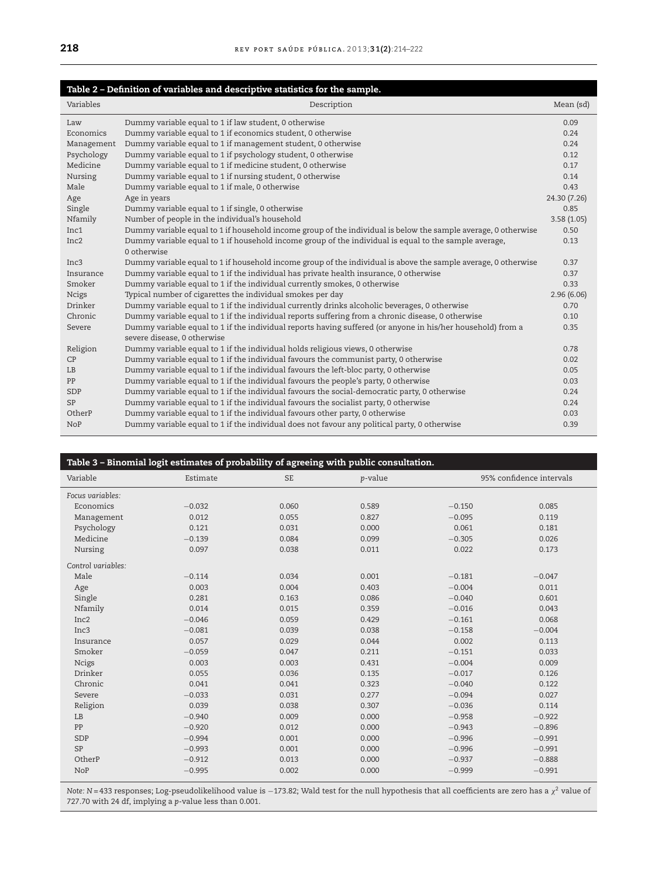**Table 2 – Definition of variables and descriptive statistics for the sample.**

| Variables | Description | Mean (sd) |
|---|---|---|
| Law | Dummy variable equal to 1 if law student, 0 otherwise | 0.09 |
| Economics | Dummy variable equal to 1 if economics student, 0 otherwise | 0.24 |
| Management | Dummy variable equal to 1 if management student, 0 otherwise | 0.24 |
| Psychology | Dummy variable equal to 1 if psychology student, 0 otherwise | 0.12 |
| Medicine | Dummy variable equal to 1 if medicine student, 0 otherwise | 0.17 |
| Nursing | Dummy variable equal to 1 if nursing student, 0 otherwise | 0.14 |
| Male | Dummy variable equal to 1 if male, 0 otherwise | 0.43 |
| Age | Age in years | 24.30 (7.26) |
| Single | Dummy variable equal to 1 if single, 0 otherwise | 0.85 |
| Nfamily | Number of people in the individual's household | 3.58 (1.05) |
| Inc1 | Dummy variable equal to 1 if household income group of the individual is below the sample average, 0 otherwise | 0.50 |
| Inc2 | Dummy variable equal to 1 if household income group of the individual is equal to the sample average, 0 otherwise | 0.13 |
| Inc3 | Dummy variable equal to 1 if household income group of the individual is above the sample average, 0 otherwise | 0.37 |
| Insurance | Dummy variable equal to 1 if the individual has private health insurance, 0 otherwise | 0.37 |
| Smoker | Dummy variable equal to 1 if the individual currently smokes, 0 otherwise | 0.33 |
| Ncigs | Typical number of cigarettes the individual smokes per day | 2.96 (6.06) |
| Drinker | Dummy variable equal to 1 if the individual currently drinks alcoholic beverages, 0 otherwise | 0.70 |
| Chronic | Dummy variable equal to 1 if the individual reports suffering from a chronic disease, 0 otherwise | 0.10 |
| Severe | Dummy variable equal to 1 if the individual reports having suffered (or anyone in his/her household) from a severe disease, 0 otherwise | 0.35 |
| Religion | Dummy variable equal to 1 if the individual holds religious views, 0 otherwise | 0.78 |
| CP | Dummy variable equal to 1 if the individual favours the communist party, 0 otherwise | 0.02 |
| LB | Dummy variable equal to 1 if the individual favours the left-bloc party, 0 otherwise | 0.05 |
| PP | Dummy variable equal to 1 if the individual favours the people's party, 0 otherwise | 0.03 |
| SDP | Dummy variable equal to 1 if the individual favours the social-democratic party, 0 otherwise | 0.24 |
| SP | Dummy variable equal to 1 if the individual favours the socialist party, 0 otherwise | 0.24 |
| OtherP | Dummy variable equal to 1 if the individual favours other party, 0 otherwise | 0.03 |
| NoP | Dummy variable equal to 1 if the individual does not favour any political party, 0 otherwise | 0.39 |

**Table 3 – Binomial logit estimates of probability of agreeing with public consultation.**

| Variable | Estimate | SE | *p*-value | 95% confidence intervals | |
|---|---|---|---|---|---|
| *Focus variables:* | | | | | |
| Economics | −0.032 | 0.060 | 0.589 | −0.150 | 0.085 |
| Management | 0.012 | 0.055 | 0.827 | −0.095 | 0.119 |
| Psychology | 0.121 | 0.031 | 0.000 | 0.061 | 0.181 |
| Medicine | −0.139 | 0.084 | 0.099 | −0.305 | 0.026 |
| Nursing | 0.097 | 0.038 | 0.011 | 0.022 | 0.173 |
| *Control variables:* | | | | | |
| Male | −0.114 | 0.034 | 0.001 | −0.181 | −0.047 |
| Age | 0.003 | 0.004 | 0.403 | −0.004 | 0.011 |
| Single | 0.281 | 0.163 | 0.086 | −0.040 | 0.601 |
| Nfamily | 0.014 | 0.015 | 0.359 | −0.016 | 0.043 |
| Inc2 | −0.046 | 0.059 | 0.429 | −0.161 | 0.068 |
| Inc3 | −0.081 | 0.039 | 0.038 | −0.158 | −0.004 |
| Insurance | 0.057 | 0.029 | 0.044 | 0.002 | 0.113 |
| Smoker | −0.059 | 0.047 | 0.211 | −0.151 | 0.033 |
| Ncigs | 0.003 | 0.003 | 0.431 | −0.004 | 0.009 |
| Drinker | 0.055 | 0.036 | 0.135 | −0.017 | 0.126 |
| Chronic | 0.041 | 0.041 | 0.323 | −0.040 | 0.122 |
| Severe | −0.033 | 0.031 | 0.277 | −0.094 | 0.027 |
| Religion | 0.039 | 0.038 | 0.307 | −0.036 | 0.114 |
| LB | −0.940 | 0.009 | 0.000 | −0.958 | −0.922 |
| PP | −0.920 | 0.012 | 0.000 | −0.943 | −0.896 |
| SDP | −0.994 | 0.001 | 0.000 | −0.996 | −0.991 |
| SP | −0.993 | 0.001 | 0.000 | −0.996 | −0.991 |
| OtherP | −0.912 | 0.013 | 0.000 | −0.937 | −0.888 |
| NoP | −0.995 | 0.002 | 0.000 | −0.999 | −0.991 |

*Note: N* = 433 responses; Log-pseudolikelihood value is −173.82; Wald test for the null hypothesis that all coefficients are zero has a $\chi^2$ value of 727.70 with 24 df, implying a *p*-value less than 0.001.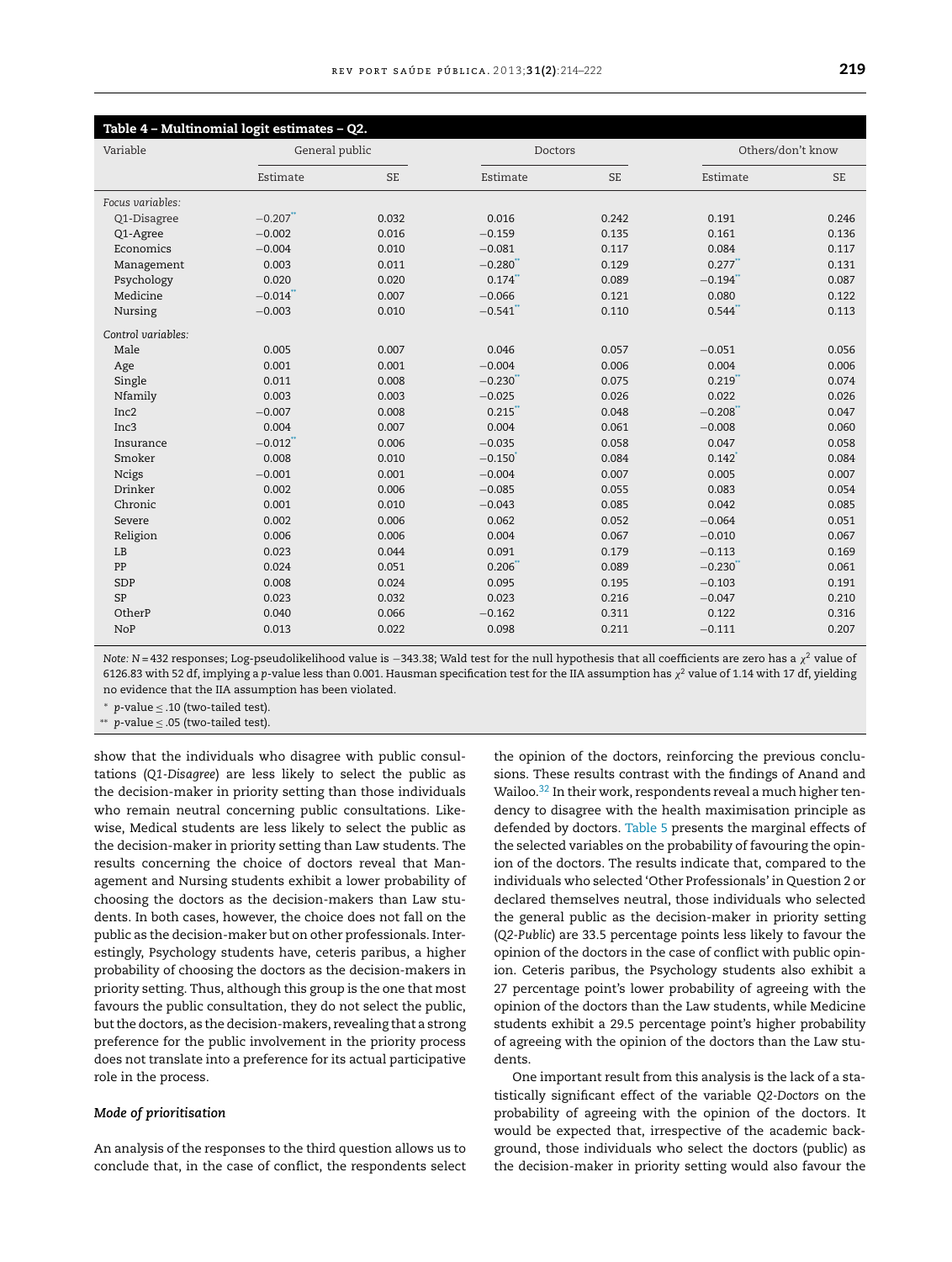**Table 4 – Multinomial logit estimates – Q2.**

| Variable | General public | | Doctors | | Others/don't know | |
|---|---|---|---|---|---|---|
| | Estimate | SE | Estimate | SE | Estimate | SE |
| *Focus variables:* | | | | | | |
| Q1-Disagree | −0.207** | 0.032 | 0.016 | 0.242 | 0.191 | 0.246 |
| Q1-Agree | −0.002 | 0.016 | −0.159 | 0.135 | 0.161 | 0.136 |
| Economics | −0.004 | 0.010 | −0.081 | 0.117 | 0.084 | 0.117 |
| Management | 0.003 | 0.011 | −0.280** | 0.129 | 0.277** | 0.131 |
| Psychology | 0.020 | 0.020 | 0.174** | 0.089 | −0.194** | 0.087 |
| Medicine | −0.014** | 0.007 | −0.066 | 0.121 | 0.080 | 0.122 |
| Nursing | −0.003 | 0.010 | −0.541** | 0.110 | 0.544** | 0.113 |
| *Control variables:* | | | | | | |
| Male | 0.005 | 0.007 | 0.046 | 0.057 | −0.051 | 0.056 |
| Age | 0.001 | 0.001 | −0.004 | 0.006 | 0.004 | 0.006 |
| Single | 0.011 | 0.008 | −0.230** | 0.075 | 0.219** | 0.074 |
| Nfamily | 0.003 | 0.003 | −0.025 | 0.026 | 0.022 | 0.026 |
| Inc2 | −0.007 | 0.008 | 0.215** | 0.048 | −0.208** | 0.047 |
| Inc3 | 0.004 | 0.007 | 0.004 | 0.061 | −0.008 | 0.060 |
| Insurance | −0.012** | 0.006 | −0.035 | 0.058 | 0.047 | 0.058 |
| Smoker | 0.008 | 0.010 | −0.150* | 0.084 | 0.142* | 0.084 |
| Ncigs | −0.001 | 0.001 | −0.004 | 0.007 | 0.005 | 0.007 |
| Drinker | 0.002 | 0.006 | −0.085 | 0.055 | 0.083 | 0.054 |
| Chronic | 0.001 | 0.010 | −0.043 | 0.085 | 0.042 | 0.085 |
| Severe | 0.002 | 0.006 | 0.062 | 0.052 | −0.064 | 0.051 |
| Religion | 0.006 | 0.006 | 0.004 | 0.067 | −0.010 | 0.067 |
| LB | 0.023 | 0.044 | 0.091 | 0.179 | −0.113 | 0.169 |
| PP | 0.024 | 0.051 | 0.206** | 0.089 | −0.230** | 0.061 |
| SDP | 0.008 | 0.024 | 0.095 | 0.195 | −0.103 | 0.191 |
| SP | 0.023 | 0.032 | 0.023 | 0.216 | −0.047 | 0.210 |
| OtherP | 0.040 | 0.066 | −0.162 | 0.311 | 0.122 | 0.316 |
| NoP | 0.013 | 0.022 | 0.098 | 0.211 | −0.111 | 0.207 |

*Note:* $N = 432$ responses; Log-pseudolikelihood value is −343.38; Wald test for the null hypothesis that all coefficients are zero has a $\chi^2$ value of 6126.83 with 52 df, implying a *p*-value less than 0.001. Hausman specification test for the IIA assumption has $\chi^2$ value of 1.14 with 17 df, yielding no evidence that the IIA assumption has been violated.

\* *p*-value ≤ .10 (two-tailed test).

\*\* *p*-value ≤ .05 (two-tailed test).

show that the individuals who disagree with public consultations (*Q1-Disagree*) are less likely to select the public as the decision-maker in priority setting than those individuals who remain neutral concerning public consultations. Likewise, Medical students are less likely to select the public as the decision-maker in priority setting than Law students. The results concerning the choice of doctors reveal that Management and Nursing students exhibit a lower probability of choosing the doctors as the decision-makers than Law students. In both cases, however, the choice does not fall on the public as the decision-maker but on other professionals. Interestingly, Psychology students have, ceteris paribus, a higher probability of choosing the doctors as the decision-makers in priority setting. Thus, although this group is the one that most favours the public consultation, they do not select the public, but the doctors, as the decision-makers, revealing that a strong preference for the public involvement in the priority process does not translate into a preference for its actual participative role in the process.

### *Mode of prioritisation*

An analysis of the responses to the third question allows us to conclude that, in the case of conflict, the respondents select the opinion of the doctors, reinforcing the previous conclusions. These results contrast with the findings of Anand and Wailoo.[32] In their work, respondents reveal a much higher tendency to disagree with the health maximisation principle as defended by doctors. Table 5 presents the marginal effects of the selected variables on the probability of favouring the opinion of the doctors. The results indicate that, compared to the individuals who selected 'Other Professionals' in Question 2 or declared themselves neutral, those individuals who selected the general public as the decision-maker in priority setting (*Q2-Public*) are 33.5 percentage points less likely to favour the opinion of the doctors in the case of conflict with public opinion. Ceteris paribus, the Psychology students also exhibit a 27 percentage point's lower probability of agreeing with the opinion of the doctors than the Law students, while Medicine students exhibit a 29.5 percentage point's higher probability of agreeing with the opinion of the doctors than the Law students.

One important result from this analysis is the lack of a statistically significant effect of the variable *Q2-Doctors* on the probability of agreeing with the opinion of the doctors. It would be expected that, irrespective of the academic background, those individuals who select the doctors (public) as the decision-maker in priority setting would also favour the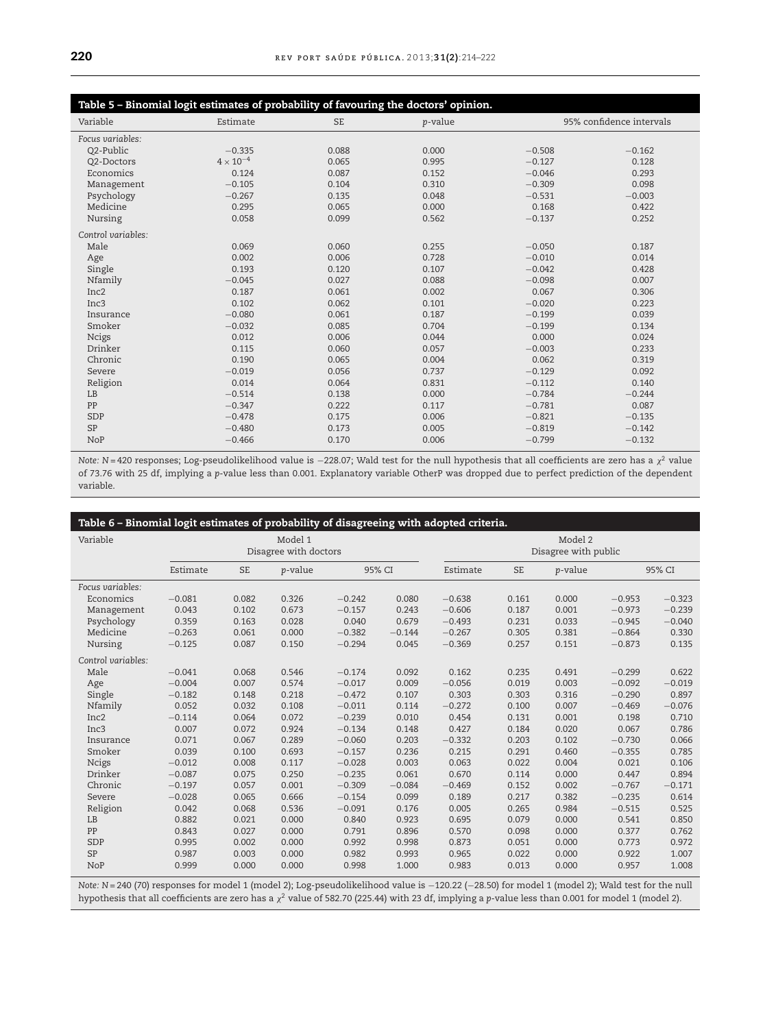**Table 5 – Binomial logit estimates of probability of favouring the doctors' opinion.**

| Variable | Estimate | SE | p-value | 95% confidence intervals | |
|---|---|---|---|---|---|
| *Focus variables:* | | | | | |
| Q2-Public | −0.335 | 0.088 | 0.000 | −0.508 | −0.162 |
| Q2-Doctors | $4 \times 10^{-4}$ | 0.065 | 0.995 | −0.127 | 0.128 |
| Economics | 0.124 | 0.087 | 0.152 | −0.046 | 0.293 |
| Management | −0.105 | 0.104 | 0.310 | −0.309 | 0.098 |
| Psychology | −0.267 | 0.135 | 0.048 | −0.531 | −0.003 |
| Medicine | 0.295 | 0.065 | 0.000 | 0.168 | 0.422 |
| Nursing | 0.058 | 0.099 | 0.562 | −0.137 | 0.252 |
| *Control variables:* | | | | | |
| Male | 0.069 | 0.060 | 0.255 | −0.050 | 0.187 |
| Age | 0.002 | 0.006 | 0.728 | −0.010 | 0.014 |
| Single | 0.193 | 0.120 | 0.107 | −0.042 | 0.428 |
| Nfamily | −0.045 | 0.027 | 0.088 | −0.098 | 0.007 |
| Inc2 | 0.187 | 0.061 | 0.002 | 0.067 | 0.306 |
| Inc3 | 0.102 | 0.062 | 0.101 | −0.020 | 0.223 |
| Insurance | −0.080 | 0.061 | 0.187 | −0.199 | 0.039 |
| Smoker | −0.032 | 0.085 | 0.704 | −0.199 | 0.134 |
| Ncigs | 0.012 | 0.006 | 0.044 | 0.000 | 0.024 |
| Drinker | 0.115 | 0.060 | 0.057 | −0.003 | 0.233 |
| Chronic | 0.190 | 0.065 | 0.004 | 0.062 | 0.319 |
| Severe | −0.019 | 0.056 | 0.737 | −0.129 | 0.092 |
| Religion | 0.014 | 0.064 | 0.831 | −0.112 | 0.140 |
| LB | −0.514 | 0.138 | 0.000 | −0.784 | −0.244 |
| PP | −0.347 | 0.222 | 0.117 | −0.781 | 0.087 |
| SDP | −0.478 | 0.175 | 0.006 | −0.821 | −0.135 |
| SP | −0.480 | 0.173 | 0.005 | −0.819 | −0.142 |
| NoP | −0.466 | 0.170 | 0.006 | −0.799 | −0.132 |

*Note:* $N = 420$ responses; Log-pseudolikelihood value is −228.07; Wald test for the null hypothesis that all coefficients are zero has a $\chi^2$ value of 73.76 with 25 df, implying a p-value less than 0.001. Explanatory variable OtherP was dropped due to perfect prediction of the dependent variable.

**Table 6 – Binomial logit estimates of probability of disagreeing with adopted criteria.**

| Variable | Model 1 Disagree with doctors | | | | | Model 2 Disagree with public | | | | |
|---|---|---|---|---|---|---|---|---|---|---|
| | Estimate | SE | p-value | 95% CI | | Estimate | SE | p-value | 95% CI | |
| *Focus variables:* | | | | | | | | | | |
| Economics | −0.081 | 0.082 | 0.326 | −0.242 | 0.080 | −0.638 | 0.161 | 0.000 | −0.953 | −0.323 |
| Management | 0.043 | 0.102 | 0.673 | −0.157 | 0.243 | −0.606 | 0.187 | 0.001 | −0.973 | −0.239 |
| Psychology | 0.359 | 0.163 | 0.028 | 0.040 | 0.679 | −0.493 | 0.231 | 0.033 | −0.945 | −0.040 |
| Medicine | −0.263 | 0.061 | 0.000 | −0.382 | −0.144 | −0.267 | 0.305 | 0.381 | −0.864 | 0.330 |
| Nursing | −0.125 | 0.087 | 0.150 | −0.294 | 0.045 | −0.369 | 0.257 | 0.151 | −0.873 | 0.135 |
| *Control variables:* | | | | | | | | | | |
| Male | −0.041 | 0.068 | 0.546 | −0.174 | 0.092 | 0.162 | 0.235 | 0.491 | −0.299 | 0.622 |
| Age | −0.004 | 0.007 | 0.574 | −0.017 | 0.009 | −0.056 | 0.019 | 0.003 | −0.092 | −0.019 |
| Single | −0.182 | 0.148 | 0.218 | −0.472 | 0.107 | 0.303 | 0.303 | 0.316 | −0.290 | 0.897 |
| Nfamily | 0.052 | 0.032 | 0.108 | −0.011 | 0.114 | −0.272 | 0.100 | 0.007 | −0.469 | −0.076 |
| Inc2 | −0.114 | 0.064 | 0.072 | −0.239 | 0.010 | 0.454 | 0.131 | 0.001 | 0.198 | 0.710 |
| Inc3 | 0.007 | 0.072 | 0.924 | −0.134 | 0.148 | 0.427 | 0.184 | 0.020 | 0.067 | 0.786 |
| Insurance | 0.071 | 0.067 | 0.289 | −0.060 | 0.203 | −0.332 | 0.203 | 0.102 | −0.730 | 0.066 |
| Smoker | 0.039 | 0.100 | 0.693 | −0.157 | 0.236 | 0.215 | 0.291 | 0.460 | −0.355 | 0.785 |
| Ncigs | −0.012 | 0.008 | 0.117 | −0.028 | 0.003 | 0.063 | 0.022 | 0.004 | 0.021 | 0.106 |
| Drinker | −0.087 | 0.075 | 0.250 | −0.235 | 0.061 | 0.670 | 0.114 | 0.000 | 0.447 | 0.894 |
| Chronic | −0.197 | 0.057 | 0.001 | −0.309 | −0.084 | −0.469 | 0.152 | 0.002 | −0.767 | −0.171 |
| Severe | −0.028 | 0.065 | 0.666 | −0.154 | 0.099 | 0.189 | 0.217 | 0.382 | −0.235 | 0.614 |
| Religion | 0.042 | 0.068 | 0.536 | −0.091 | 0.176 | 0.005 | 0.265 | 0.984 | −0.515 | 0.525 |
| LB | 0.882 | 0.021 | 0.000 | 0.840 | 0.923 | 0.695 | 0.079 | 0.000 | 0.541 | 0.850 |
| PP | 0.843 | 0.027 | 0.000 | 0.791 | 0.896 | 0.570 | 0.098 | 0.000 | 0.377 | 0.762 |
| SDP | 0.995 | 0.002 | 0.000 | 0.992 | 0.998 | 0.873 | 0.051 | 0.000 | 0.773 | 0.972 |
| SP | 0.987 | 0.003 | 0.000 | 0.982 | 0.993 | 0.965 | 0.022 | 0.000 | 0.922 | 1.007 |
| NoP | 0.999 | 0.000 | 0.000 | 0.998 | 1.000 | 0.983 | 0.013 | 0.000 | 0.957 | 1.008 |

*Note:* $N = 240$ (70) responses for model 1 (model 2); Log-pseudolikelihood value is −120.22 (−28.50) for model 1 (model 2); Wald test for the null hypothesis that all coefficients are zero has a $\chi^2$ value of 582.70 (225.44) with 23 df, implying a p-value less than 0.001 for model 1 (model 2).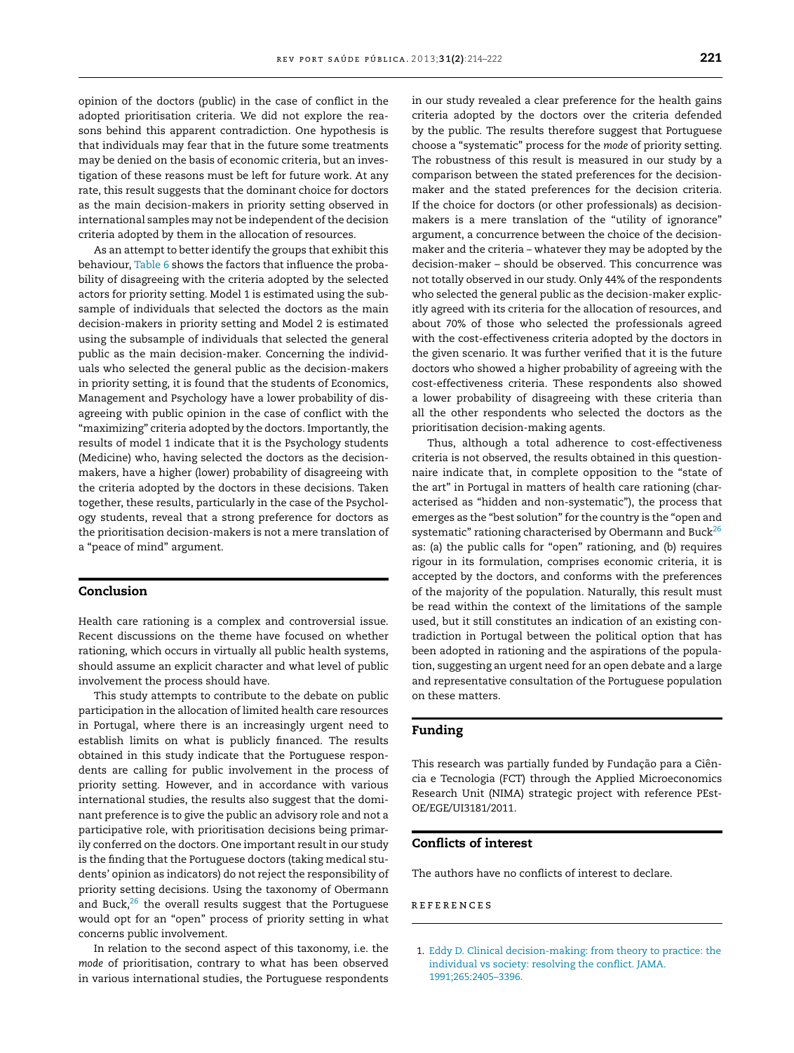opinion of the doctors (public) in the case of conflict in the adopted prioritisation criteria. We did not explore the reasons behind this apparent contradiction. One hypothesis is that individuals may fear that in the future some treatments may be denied on the basis of economic criteria, but an investigation of these reasons must be left for future work. At any rate, this result suggests that the dominant choice for doctors as the main decision-makers in priority setting observed in international samples may not be independent of the decision criteria adopted by them in the allocation of resources.

As an attempt to better identify the groups that exhibit this behaviour, Table 6 shows the factors that influence the probability of disagreeing with the criteria adopted by the selected actors for priority setting. Model 1 is estimated using the subsample of individuals that selected the doctors as the main decision-makers in priority setting and Model 2 is estimated using the subsample of individuals that selected the general public as the main decision-maker. Concerning the individuals who selected the general public as the decision-makers in priority setting, it is found that the students of Economics, Management and Psychology have a lower probability of disagreeing with public opinion in the case of conflict with the "maximizing" criteria adopted by the doctors. Importantly, the results of model 1 indicate that it is the Psychology students (Medicine) who, having selected the doctors as the decision-makers, have a higher (lower) probability of disagreeing with the criteria adopted by the doctors in these decisions. Taken together, these results, particularly in the case of the Psychology students, reveal that a strong preference for doctors as the prioritisation decision-makers is not a mere translation of a "peace of mind" argument.

## Conclusion

Health care rationing is a complex and controversial issue. Recent discussions on the theme have focused on whether rationing, which occurs in virtually all public health systems, should assume an explicit character and what level of public involvement the process should have.

This study attempts to contribute to the debate on public participation in the allocation of limited health care resources in Portugal, where there is an increasingly urgent need to establish limits on what is publicly financed. The results obtained in this study indicate that the Portuguese respondents are calling for public involvement in the process of priority setting. However, and in accordance with various international studies, the results also suggest that the dominant preference is to give the public an advisory role and not a participative role, with prioritisation decisions being primarily conferred on the doctors. One important result in our study is the finding that the Portuguese doctors (taking medical students' opinion as indicators) do not reject the responsibility of priority setting decisions. Using the taxonomy of Obermann and Buck,[26] the overall results suggest that the Portuguese would opt for an "open" process of priority setting in what concerns public involvement.

In relation to the second aspect of this taxonomy, i.e. the *mode* of prioritisation, contrary to what has been observed in various international studies, the Portuguese respondents in our study revealed a clear preference for the health gains criteria adopted by the doctors over the criteria defended by the public. The results therefore suggest that Portuguese choose a "systematic" process for the *mode* of priority setting. The robustness of this result is measured in our study by a comparison between the stated preferences for the decision-maker and the stated preferences for the decision criteria. If the choice for doctors (or other professionals) as decision-makers is a mere translation of the "utility of ignorance" argument, a concurrence between the choice of the decision-maker and the criteria – whatever they may be adopted by the decision-maker – should be observed. This concurrence was not totally observed in our study. Only 44% of the respondents who selected the general public as the decision-maker explicitly agreed with its criteria for the allocation of resources, and about 70% of those who selected the professionals agreed with the cost-effectiveness criteria adopted by the doctors in the given scenario. It was further verified that it is the future doctors who showed a higher probability of agreeing with the cost-effectiveness criteria. These respondents also showed a lower probability of disagreeing with these criteria than all the other respondents who selected the doctors as the prioritisation decision-making agents.

Thus, although a total adherence to cost-effectiveness criteria is not observed, the results obtained in this questionnaire indicate that, in complete opposition to the "state of the art" in Portugal in matters of health care rationing (characterised as "hidden and non-systematic"), the process that emerges as the "best solution" for the country is the "open and systematic" rationing characterised by Obermann and Buck[26] as: (a) the public calls for "open" rationing, and (b) requires rigour in its formulation, comprises economic criteria, it is accepted by the doctors, and conforms with the preferences of the majority of the population. Naturally, this result must be read within the context of the limitations of the sample used, but it still constitutes an indication of an existing contradiction in Portugal between the political option that has been adopted in rationing and the aspirations of the population, suggesting an urgent need for an open debate and a large and representative consultation of the Portuguese population on these matters.

## Funding

This research was partially funded by Fundação para a Ciência e Tecnologia (FCT) through the Applied Microeconomics Research Unit (NIMA) strategic project with reference PEst-OE/EGE/UI3181/2011.

## Conflicts of interest

The authors have no conflicts of interest to declare.

### REFERENCES

1. Eddy D. Clinical decision-making: from theory to practice: the individual vs society: resolving the conflict. JAMA. 1991;265:2405–3396.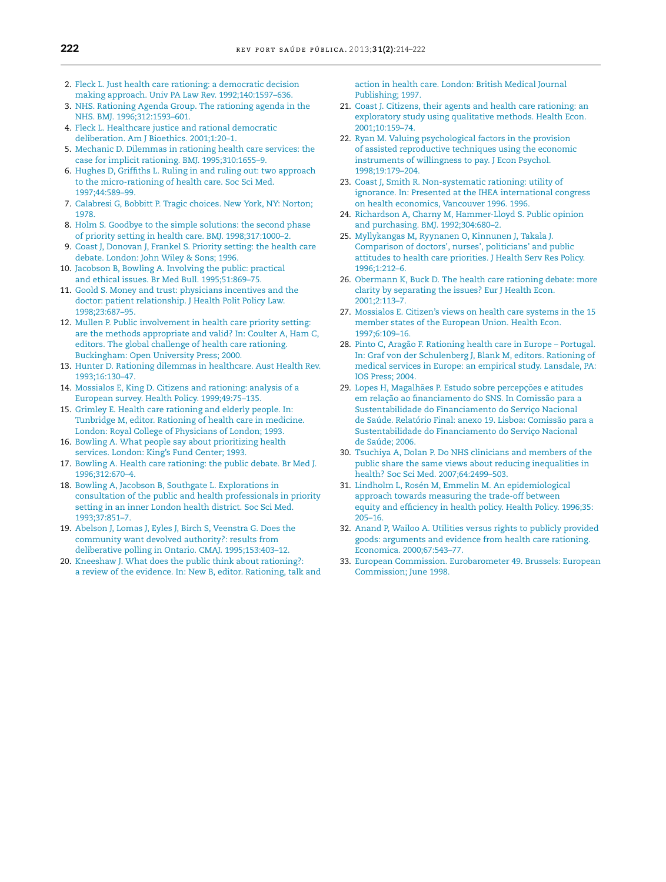2. Fleck L. Just health care rationing: a democratic decision making approach. Univ PA Law Rev. 1992;140:1597–636.
3. NHS. Rationing Agenda Group. The rationing agenda in the NHS. BMJ. 1996;312:1593–601.
4. Fleck L. Healthcare justice and rational democratic deliberation. Am J Bioethics. 2001;1:20–1.
5. Mechanic D. Dilemmas in rationing health care services: the case for implicit rationing. BMJ. 1995;310:1655–9.
6. Hughes D, Griffiths L. Ruling in and ruling out: two approach to the micro-rationing of health care. Soc Sci Med. 1997;44:589–99.
7. Calabresi G, Bobbitt P. Tragic choices. New York, NY: Norton; 1978.
8. Holm S. Goodbye to the simple solutions: the second phase of priority setting in health care. BMJ. 1998;317:1000–2.
9. Coast J, Donovan J, Frankel S. Priority setting: the health care debate. London: John Wiley & Sons; 1996.
10. Jacobson B, Bowling A. Involving the public: practical and ethical issues. Br Med Bull. 1995;51:869–75.
11. Goold S. Money and trust: physicians incentives and the doctor: patient relationship. J Health Polit Policy Law. 1998;23:687–95.
12. Mullen P. Public involvement in health care priority setting: are the methods appropriate and valid? In: Coulter A, Ham C, editors. The global challenge of health care rationing. Buckingham: Open University Press; 2000.
13. Hunter D. Rationing dilemmas in healthcare. Aust Health Rev. 1993;16:130–47.
14. Mossialos E, King D. Citizens and rationing: analysis of a European survey. Health Policy. 1999;49:75–135.
15. Grimley E. Health care rationing and elderly people. In: Tunbridge M, editor. Rationing of health care in medicine. London: Royal College of Physicians of London; 1993.
16. Bowling A. What people say about prioritizing health services. London: King's Fund Center; 1993.
17. Bowling A. Health care rationing: the public debate. Br Med J. 1996;312:670–4.
18. Bowling A, Jacobson B, Southgate L. Explorations in consultation of the public and health professionals in priority setting in an inner London health district. Soc Sci Med. 1993;37:851–7.
19. Abelson J, Lomas J, Eyles J, Birch S, Veenstra G. Does the community want devolved authority?: results from deliberative polling in Ontario. CMAJ. 1995;153:403–12.
20. Kneeshaw J. What does the public think about rationing?: a review of the evidence. In: New B, editor. Rationing, talk and action in health care. London: British Medical Journal Publishing; 1997.
21. Coast J. Citizens, their agents and health care rationing: an exploratory study using qualitative methods. Health Econ. 2001;10:159–74.
22. Ryan M. Valuing psychological factors in the provision of assisted reproductive techniques using the economic instruments of willingness to pay. J Econ Psychol. 1998;19:179–204.
23. Coast J, Smith R. Non-systematic rationing: utility of ignorance. In: Presented at the IHEA international congress on health economics, Vancouver 1996. 1996.
24. Richardson A, Charny M, Hammer-Lloyd S. Public opinion and purchasing. BMJ. 1992;304:680–2.
25. Myllykangas M, Ryynanen O, Kinnunen J, Takala J. Comparison of doctors', nurses', politicians' and public attitudes to health care priorities. J Health Serv Res Policy. 1996;1:212–6.
26. Obermann K, Buck D. The health care rationing debate: more clarity by separating the issues? Eur J Health Econ. 2001;2:113–7.
27. Mossialos E. Citizen's views on health care systems in the 15 member states of the European Union. Health Econ. 1997;6:109–16.
28. Pinto C, Aragão F. Rationing health care in Europe – Portugal. In: Graf von der Schulenberg J, Blank M, editors. Rationing of medical services in Europe: an empirical study. Lansdale, PA: IOS Press; 2004.
29. Lopes H, Magalhães P. Estudo sobre percepções e atitudes em relação ao financiamento do SNS. In Comissão para a Sustentabilidade do Financiamento do Serviço Nacional de Saúde. Relatório Final: anexo 19. Lisboa: Comissão para a Sustentabilidade do Financiamento do Serviço Nacional de Saúde; 2006.
30. Tsuchiya A, Dolan P. Do NHS clinicians and members of the public share the same views about reducing inequalities in health? Soc Sci Med. 2007;64:2499–503.
31. Lindholm L, Rosén M, Emmelin M. An epidemiological approach towards measuring the trade-off between equity and efficiency in health policy. Health Policy. 1996;35:205–16.
32. Anand P, Wailoo A. Utilities versus rights to publicly provided goods: arguments and evidence from health care rationing. Economica. 2000;67:543–77.
33. European Commission. Eurobarometer 49. Brussels: European Commission; June 1998.